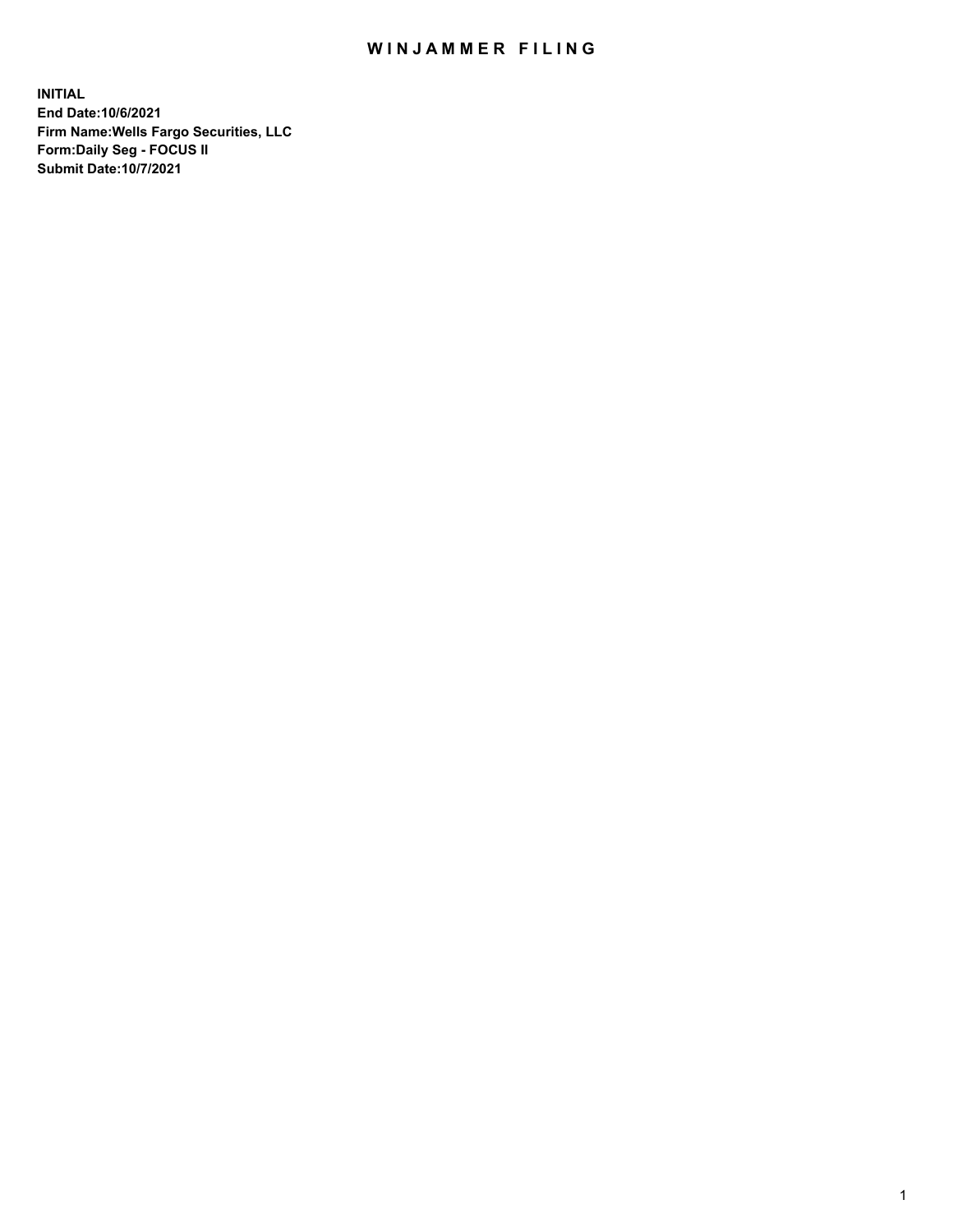# WINJAMMER FILING

**INITIAL**
**End Date:10/6/2021**
**Firm Name:Wells Fargo Securities, LLC**
**Form:Daily Seg - FOCUS II**
**Submit Date:10/7/2021**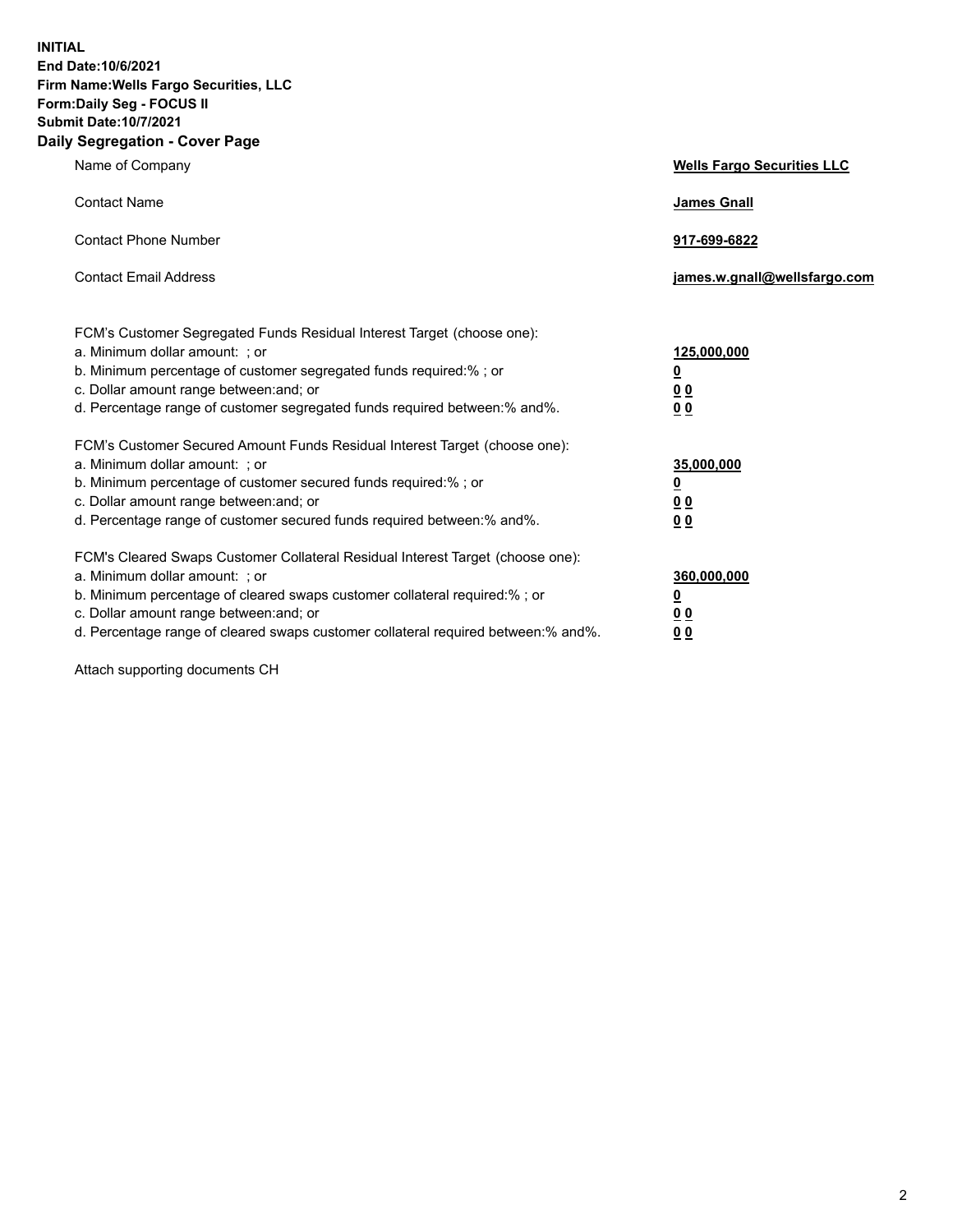**INITIAL**
**End Date:10/6/2021**
**Firm Name:Wells Fargo Securities, LLC**
**Form:Daily Seg - FOCUS II**
**Submit Date:10/7/2021**
**Daily Segregation - Cover Page**

| | |
|---|---|
| Name of Company | **Wells Fargo Securities LLC** |
| Contact Name | **James Gnall** |
| Contact Phone Number | **917-699-6822** |
| Contact Email Address | **james.w.gnall@wellsfargo.com** |

FCM's Customer Segregated Funds Residual Interest Target (choose one):

| | |
|---|---|
| a. Minimum dollar amount: ; or | **125,000,000** |
| b. Minimum percentage of customer segregated funds required:% ; or | **0** |
| c. Dollar amount range between:and; or | **0 0** |
| d. Percentage range of customer segregated funds required between:% and%. | **0 0** |

FCM's Customer Secured Amount Funds Residual Interest Target (choose one):

| | |
|---|---|
| a. Minimum dollar amount: ; or | **35,000,000** |
| b. Minimum percentage of customer secured funds required:% ; or | **0** |
| c. Dollar amount range between:and; or | **0 0** |
| d. Percentage range of customer secured funds required between:% and%. | **0 0** |

FCM's Cleared Swaps Customer Collateral Residual Interest Target (choose one):

| | |
|---|---|
| a. Minimum dollar amount: ; or | **360,000,000** |
| b. Minimum percentage of cleared swaps customer collateral required:% ; or | **0** |
| c. Dollar amount range between:and; or | **0 0** |
| d. Percentage range of cleared swaps customer collateral required between:% and%. | **0 0** |

Attach supporting documents CH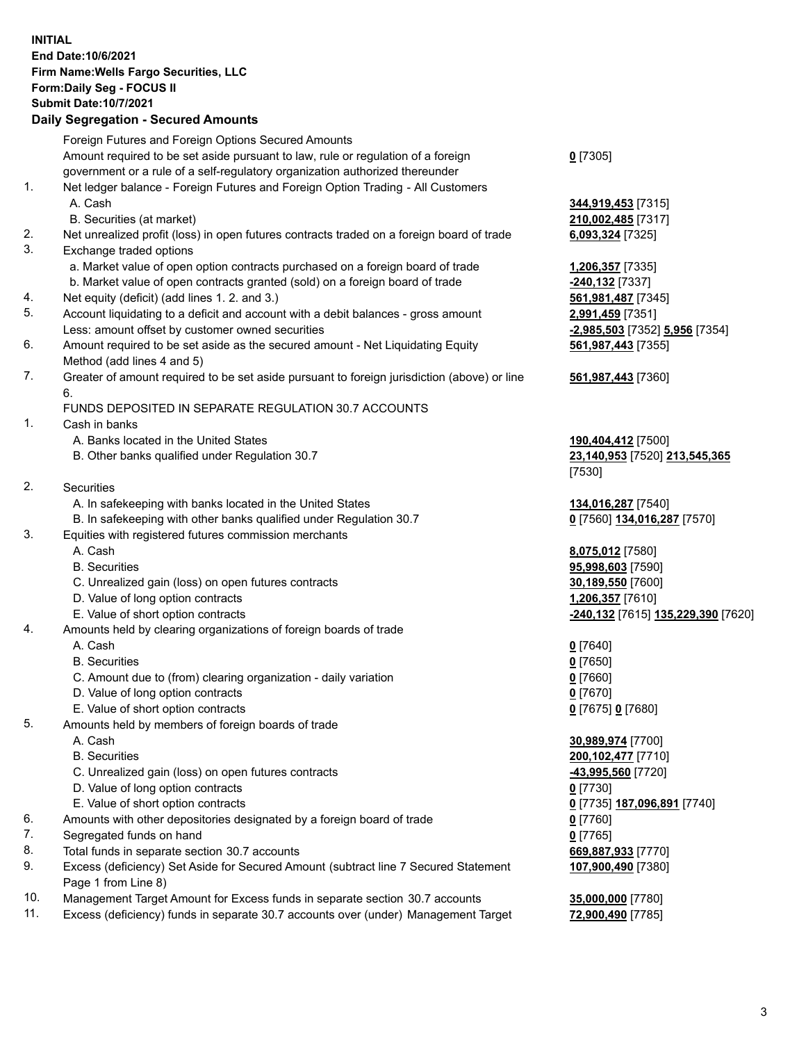**INITIAL**
**End Date:10/6/2021**
**Firm Name:Wells Fargo Securities, LLC**
**Form:Daily Seg - FOCUS II**
**Submit Date:10/7/2021**

## Daily Segregation - Secured Amounts

| | | |
|---|---|---|
| | Foreign Futures and Foreign Options Secured Amounts | |
| | Amount required to be set aside pursuant to law, rule or regulation of a foreign government or a rule of a self-regulatory organization authorized thereunder | **0** [7305] |
| 1. | Net ledger balance - Foreign Futures and Foreign Option Trading - All Customers | |
| | A. Cash | **344,919,453** [7315] |
| | B. Securities (at market) | **210,002,485** [7317] |
| 2. | Net unrealized profit (loss) in open futures contracts traded on a foreign board of trade | **6,093,324** [7325] |
| 3. | Exchange traded options | |
| | a. Market value of open option contracts purchased on a foreign board of trade | **1,206,357** [7335] |
| | b. Market value of open contracts granted (sold) on a foreign board of trade | **-240,132** [7337] |
| 4. | Net equity (deficit) (add lines 1. 2. and 3.) | **561,981,487** [7345] |
| 5. | Account liquidating to a deficit and account with a debit balances - gross amount | **2,991,459** [7351] |
| | Less: amount offset by customer owned securities | **-2,985,503** [7352] **5,956** [7354] |
| 6. | Amount required to be set aside as the secured amount - Net Liquidating Equity Method (add lines 4 and 5) | **561,987,443** [7355] |
| 7. | Greater of amount required to be set aside pursuant to foreign jurisdiction (above) or line 6. | **561,987,443** [7360] |
| | FUNDS DEPOSITED IN SEPARATE REGULATION 30.7 ACCOUNTS | |
| 1. | Cash in banks | |
| | A. Banks located in the United States | **190,404,412** [7500] |
| | B. Other banks qualified under Regulation 30.7 | **23,140,953** [7520] **213,545,365** [7530] |
| 2. | Securities | |
| | A. In safekeeping with banks located in the United States | **134,016,287** [7540] |
| | B. In safekeeping with other banks qualified under Regulation 30.7 | **0** [7560] **134,016,287** [7570] |
| 3. | Equities with registered futures commission merchants | |
| | A. Cash | **8,075,012** [7580] |
| | B. Securities | **95,998,603** [7590] |
| | C. Unrealized gain (loss) on open futures contracts | **30,189,550** [7600] |
| | D. Value of long option contracts | **1,206,357** [7610] |
| | E. Value of short option contracts | **-240,132** [7615] **135,229,390** [7620] |
| 4. | Amounts held by clearing organizations of foreign boards of trade | |
| | A. Cash | **0** [7640] |
| | B. Securities | **0** [7650] |
| | C. Amount due to (from) clearing organization - daily variation | **0** [7660] |
| | D. Value of long option contracts | **0** [7670] |
| | E. Value of short option contracts | **0** [7675] **0** [7680] |
| 5. | Amounts held by members of foreign boards of trade | |
| | A. Cash | **30,989,974** [7700] |
| | B. Securities | **200,102,477** [7710] |
| | C. Unrealized gain (loss) on open futures contracts | **-43,995,560** [7720] |
| | D. Value of long option contracts | **0** [7730] |
| | E. Value of short option contracts | **0** [7735] **187,096,891** [7740] |
| 6. | Amounts with other depositories designated by a foreign board of trade | **0** [7760] |
| 7. | Segregated funds on hand | **0** [7765] |
| 8. | Total funds in separate section 30.7 accounts | **669,887,933** [7770] |
| 9. | Excess (deficiency) Set Aside for Secured Amount (subtract line 7 Secured Statement Page 1 from Line 8) | **107,900,490** [7380] |
| 10. | Management Target Amount for Excess funds in separate section 30.7 accounts | **35,000,000** [7780] |
| 11. | Excess (deficiency) funds in separate 30.7 accounts over (under) Management Target | **72,900,490** [7785] |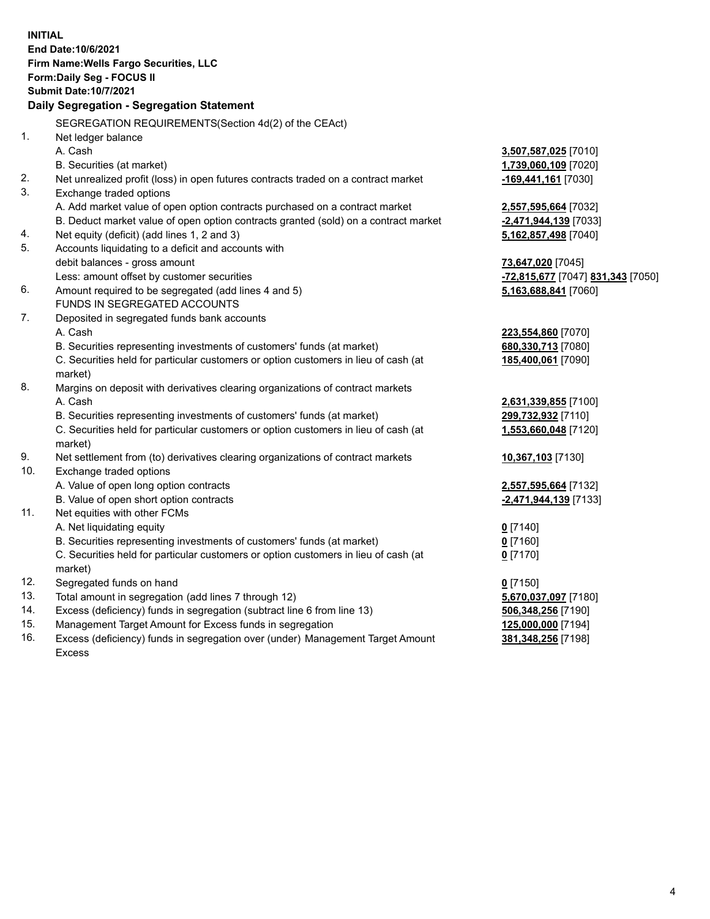**INITIAL**
**End Date:10/6/2021**
**Firm Name:Wells Fargo Securities, LLC**
**Form:Daily Seg - FOCUS II**
**Submit Date:10/7/2021**

**Daily Segregation - Segregation Statement**

| | | |
|---|---|---|
| | SEGREGATION REQUIREMENTS(Section 4d(2) of the CEAct) | |
| 1. | Net ledger balance | |
| | A. Cash | **3,507,587,025** [7010] |
| | B. Securities (at market) | **1,739,060,109** [7020] |
| 2. | Net unrealized profit (loss) in open futures contracts traded on a contract market | **-169,441,161** [7030] |
| 3. | Exchange traded options | |
| | A. Add market value of open option contracts purchased on a contract market | **2,557,595,664** [7032] |
| | B. Deduct market value of open option contracts granted (sold) on a contract market | **-2,471,944,139** [7033] |
| 4. | Net equity (deficit) (add lines 1, 2 and 3) | **5,162,857,498** [7040] |
| 5. | Accounts liquidating to a deficit and accounts with debit balances - gross amount | **73,647,020** [7045] |
| | Less: amount offset by customer securities | **-72,815,677** [7047] **831,343** [7050] |
| 6. | Amount required to be segregated (add lines 4 and 5) | **5,163,688,841** [7060] |
| | FUNDS IN SEGREGATED ACCOUNTS | |
| 7. | Deposited in segregated funds bank accounts | |
| | A. Cash | **223,554,860** [7070] |
| | B. Securities representing investments of customers' funds (at market) | **680,330,713** [7080] |
| | C. Securities held for particular customers or option customers in lieu of cash (at market) | **185,400,061** [7090] |
| 8. | Margins on deposit with derivatives clearing organizations of contract markets | |
| | A. Cash | **2,631,339,855** [7100] |
| | B. Securities representing investments of customers' funds (at market) | **299,732,932** [7110] |
| | C. Securities held for particular customers or option customers in lieu of cash (at market) | **1,553,660,048** [7120] |
| 9. | Net settlement from (to) derivatives clearing organizations of contract markets | **10,367,103** [7130] |
| 10. | Exchange traded options | |
| | A. Value of open long option contracts | **2,557,595,664** [7132] |
| | B. Value of open short option contracts | **-2,471,944,139** [7133] |
| 11. | Net equities with other FCMs | |
| | A. Net liquidating equity | **0** [7140] |
| | B. Securities representing investments of customers' funds (at market) | **0** [7160] |
| | C. Securities held for particular customers or option customers in lieu of cash (at market) | **0** [7170] |
| 12. | Segregated funds on hand | **0** [7150] |
| 13. | Total amount in segregation (add lines 7 through 12) | **5,670,037,097** [7180] |
| 14. | Excess (deficiency) funds in segregation (subtract line 6 from line 13) | **506,348,256** [7190] |
| 15. | Management Target Amount for Excess funds in segregation | **125,000,000** [7194] |
| 16. | Excess (deficiency) funds in segregation over (under) Management Target Amount Excess | **381,348,256** [7198] |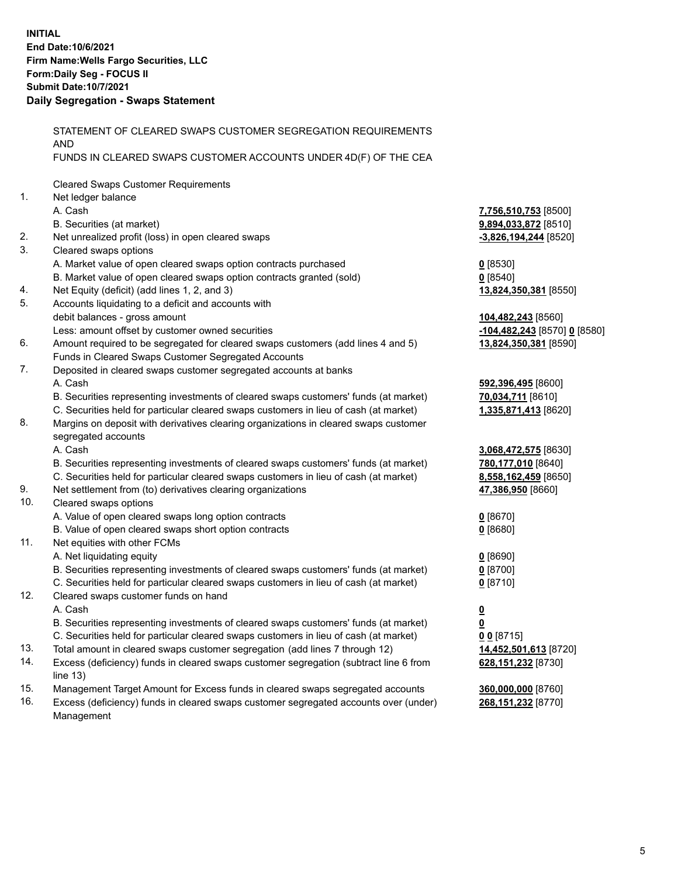**INITIAL**
**End Date:10/6/2021**
**Firm Name:Wells Fargo Securities, LLC**
**Form:Daily Seg - FOCUS II**
**Submit Date:10/7/2021**
**Daily Segregation - Swaps Statement**

STATEMENT OF CLEARED SWAPS CUSTOMER SEGREGATION REQUIREMENTS AND FUNDS IN CLEARED SWAPS CUSTOMER ACCOUNTS UNDER 4D(F) OF THE CEA

| | | |
|---|---|---|
| | Cleared Swaps Customer Requirements | |
| 1. | Net ledger balance | |
| | A. Cash | 7,756,510,753 [8500] |
| | B. Securities (at market) | 9,894,033,872 [8510] |
| 2. | Net unrealized profit (loss) in open cleared swaps | -3,826,194,244 [8520] |
| 3. | Cleared swaps options | |
| | A. Market value of open cleared swaps option contracts purchased | 0 [8530] |
| | B. Market value of open cleared swaps option contracts granted (sold) | 0 [8540] |
| 4. | Net Equity (deficit) (add lines 1, 2, and 3) | 13,824,350,381 [8550] |
| 5. | Accounts liquidating to a deficit and accounts with debit balances - gross amount | 104,482,243 [8560] |
| | Less: amount offset by customer owned securities | -104,482,243 [8570] 0 [8580] |
| 6. | Amount required to be segregated for cleared swaps customers (add lines 4 and 5) | 13,824,350,381 [8590] |
| | Funds in Cleared Swaps Customer Segregated Accounts | |
| 7. | Deposited in cleared swaps customer segregated accounts at banks | |
| | A. Cash | 592,396,495 [8600] |
| | B. Securities representing investments of cleared swaps customers' funds (at market) | 70,034,711 [8610] |
| | C. Securities held for particular cleared swaps customers in lieu of cash (at market) | 1,335,871,413 [8620] |
| 8. | Margins on deposit with derivatives clearing organizations in cleared swaps customer segregated accounts | |
| | A. Cash | 3,068,472,575 [8630] |
| | B. Securities representing investments of cleared swaps customers' funds (at market) | 780,177,010 [8640] |
| | C. Securities held for particular cleared swaps customers in lieu of cash (at market) | 8,558,162,459 [8650] |
| 9. | Net settlement from (to) derivatives clearing organizations | 47,386,950 [8660] |
| 10. | Cleared swaps options | |
| | A. Value of open cleared swaps long option contracts | 0 [8670] |
| | B. Value of open cleared swaps short option contracts | 0 [8680] |
| 11. | Net equities with other FCMs | |
| | A. Net liquidating equity | 0 [8690] |
| | B. Securities representing investments of cleared swaps customers' funds (at market) | 0 [8700] |
| | C. Securities held for particular cleared swaps customers in lieu of cash (at market) | 0 [8710] |
| 12. | Cleared swaps customer funds on hand | |
| | A. Cash | 0 |
| | B. Securities representing investments of cleared swaps customers' funds (at market) | 0 |
| | C. Securities held for particular cleared swaps customers in lieu of cash (at market) | 0 0 [8715] |
| 13. | Total amount in cleared swaps customer segregation (add lines 7 through 12) | 14,452,501,613 [8720] |
| 14. | Excess (deficiency) funds in cleared swaps customer segregation (subtract line 6 from line 13) | 628,151,232 [8730] |
| 15. | Management Target Amount for Excess funds in cleared swaps segregated accounts | 360,000,000 [8760] |
| 16. | Excess (deficiency) funds in cleared swaps customer segregated accounts over (under) Management | 268,151,232 [8770] |